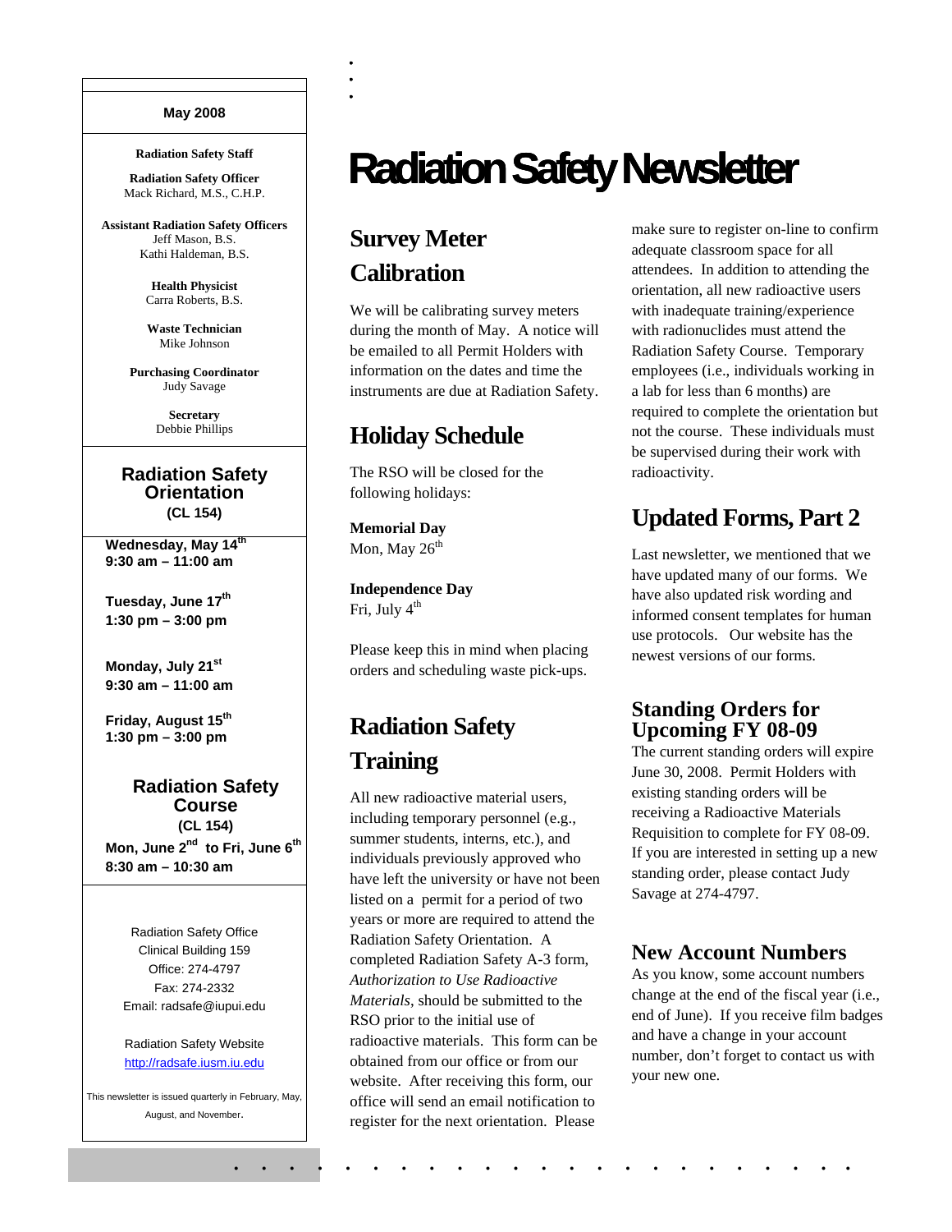# Radiation Safety Newsletter

May 2008

**Radiation Safety Staff**

**Radiation Safety Officer**
Mack Richard, M.S., C.H.P.

**Assistant Radiation Safety Officers**
Jeff Mason, B.S.
Kathi Haldeman, B.S.

**Health Physicist**
Carra Roberts, B.S.

**Waste Technician**
Mike Johnson

**Purchasing Coordinator**
Judy Savage

**Secretary**
Debbie Phillips

### Radiation Safety Orientation
**(CL 154)**

**Wednesday, May 14th**
**9:30 am – 11:00 am**

**Tuesday, June 17th**
**1:30 pm – 3:00 pm**

**Monday, July 21st**
**9:30 am – 11:00 am**

**Friday, August 15th**
**1:30 pm – 3:00 pm**

### Radiation Safety Course
**(CL 154)**
**Mon, June 2nd to Fri, June 6th**
**8:30 am – 10:30 am**

Radiation Safety Office
Clinical Building 159
Office: 274-4797
Fax: 274-2332
Email: radsafe@iupui.edu

Radiation Safety Website
http://radsafe.iusm.iu.edu

This newsletter is issued quarterly in February, May, August, and November.

## Survey Meter Calibration

We will be calibrating survey meters during the month of May. A notice will be emailed to all Permit Holders with information on the dates and time the instruments are due at Radiation Safety.

## Holiday Schedule

The RSO will be closed for the following holidays:

**Memorial Day**
Mon, May 26th

**Independence Day**
Fri, July 4th

Please keep this in mind when placing orders and scheduling waste pick-ups.

## Radiation Safety Training

All new radioactive material users, including temporary personnel (e.g., summer students, interns, etc.), and individuals previously approved who have left the university or have not been listed on a permit for a period of two years or more are required to attend the Radiation Safety Orientation. A completed Radiation Safety A-3 form, *Authorization to Use Radioactive Materials*, should be submitted to the RSO prior to the initial use of radioactive materials. This form can be obtained from our office or from our website. After receiving this form, our office will send an email notification to register for the next orientation. Please make sure to register on-line to confirm adequate classroom space for all attendees. In addition to attending the orientation, all new radioactive users with inadequate training/experience with radionuclides must attend the Radiation Safety Course. Temporary employees (i.e., individuals working in a lab for less than 6 months) are required to complete the orientation but not the course. These individuals must be supervised during their work with radioactivity.

## Updated Forms, Part 2

Last newsletter, we mentioned that we have updated many of our forms. We have also updated risk wording and informed consent templates for human use protocols. Our website has the newest versions of our forms.

## Standing Orders for Upcoming FY 08-09

The current standing orders will expire June 30, 2008. Permit Holders with existing standing orders will be receiving a Radioactive Materials Requisition to complete for FY 08-09. If you are interested in setting up a new standing order, please contact Judy Savage at 274-4797.

## New Account Numbers

As you know, some account numbers change at the end of the fiscal year (i.e., end of June). If you receive film badges and have a change in your account number, don't forget to contact us with your new one.